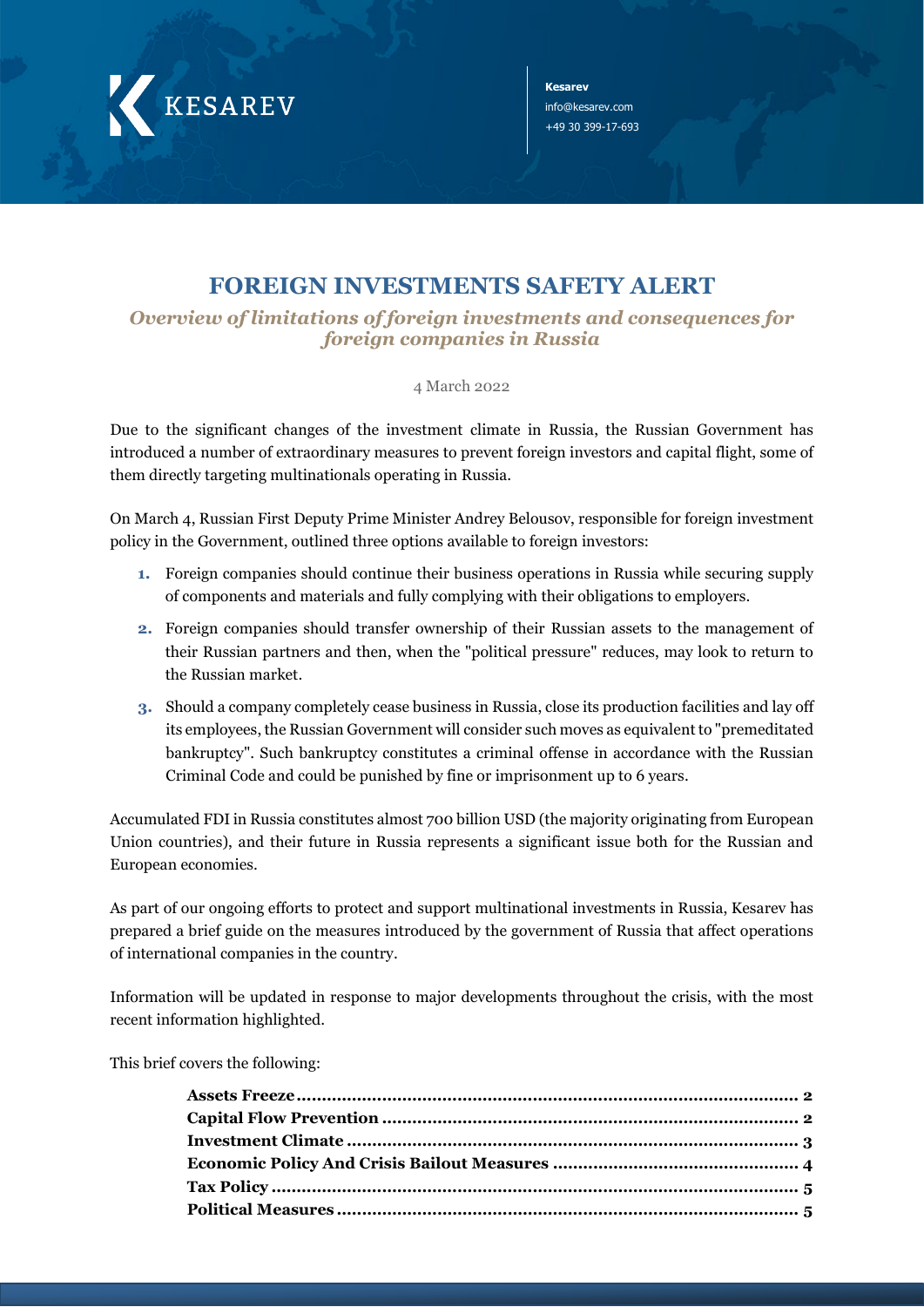KESAREV

**Kesarev**
info@kesarev.com
+49 30 399-17-693

# FOREIGN INVESTMENTS SAFETY ALERT

## *Overview of limitations of foreign investments and consequences for foreign companies in Russia*

4 March 2022

Due to the significant changes of the investment climate in Russia, the Russian Government has introduced a number of extraordinary measures to prevent foreign investors and capital flight, some of them directly targeting multinationals operating in Russia.

On March 4, Russian First Deputy Prime Minister Andrey Belousov, responsible for foreign investment policy in the Government, outlined three options available to foreign investors:

1. Foreign companies should continue their business operations in Russia while securing supply of components and materials and fully complying with their obligations to employers.
2. Foreign companies should transfer ownership of their Russian assets to the management of their Russian partners and then, when the "political pressure" reduces, may look to return to the Russian market.
3. Should a company completely cease business in Russia, close its production facilities and lay off its employees, the Russian Government will consider such moves as equivalent to "premeditated bankruptcy". Such bankruptcy constitutes a criminal offense in accordance with the Russian Criminal Code and could be punished by fine or imprisonment up to 6 years.

Accumulated FDI in Russia constitutes almost 700 billion USD (the majority originating from European Union countries), and their future in Russia represents a significant issue both for the Russian and European economies.

As part of our ongoing efforts to protect and support multinational investments in Russia, Kesarev has prepared a brief guide on the measures introduced by the government of Russia that affect operations of international companies in the country.

Information will be updated in response to major developments throughout the crisis, with the most recent information highlighted.

This brief covers the following:

**Assets Freeze** .......... **2**
**Capital Flow Prevention** .......... **2**
**Investment Climate** .......... **3**
**Economic Policy And Crisis Bailout Measures** .......... **4**
**Tax Policy** .......... **5**
**Political Measures** .......... **5**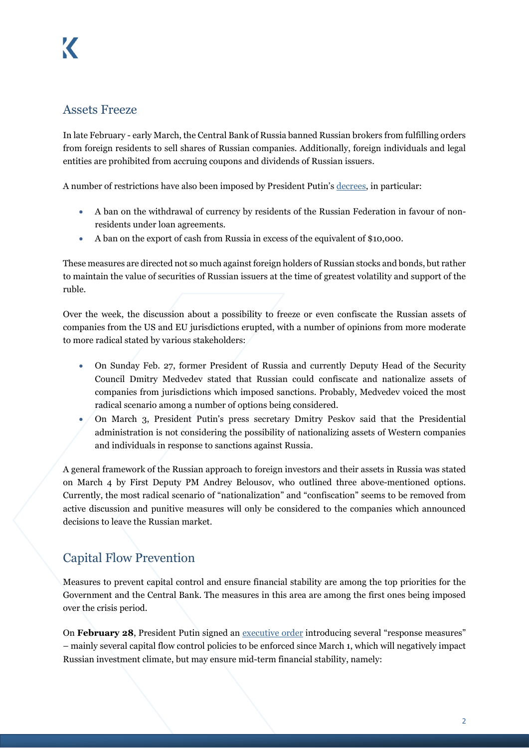## Assets Freeze

In late February - early March, the Central Bank of Russia banned Russian brokers from fulfilling orders from foreign residents to sell shares of Russian companies. Additionally, foreign individuals and legal entities are prohibited from accruing coupons and dividends of Russian issuers.

A number of restrictions have also been imposed by President Putin's [decrees](), in particular:

- A ban on the withdrawal of currency by residents of the Russian Federation in favour of non-residents under loan agreements.
- A ban on the export of cash from Russia in excess of the equivalent of $10,000.

These measures are directed not so much against foreign holders of Russian stocks and bonds, but rather to maintain the value of securities of Russian issuers at the time of greatest volatility and support of the ruble.

Over the week, the discussion about a possibility to freeze or even confiscate the Russian assets of companies from the US and EU jurisdictions erupted, with a number of opinions from more moderate to more radical stated by various stakeholders:

- On Sunday Feb. 27, former President of Russia and currently Deputy Head of the Security Council Dmitry Medvedev stated that Russian could confiscate and nationalize assets of companies from jurisdictions which imposed sanctions. Probably, Medvedev voiced the most radical scenario among a number of options being considered.
- On March 3, President Putin's press secretary Dmitry Peskov said that the Presidential administration is not considering the possibility of nationalizing assets of Western companies and individuals in response to sanctions against Russia.

A general framework of the Russian approach to foreign investors and their assets in Russia was stated on March 4 by First Deputy PM Andrey Belousov, who outlined three above-mentioned options. Currently, the most radical scenario of "nationalization" and "confiscation" seems to be removed from active discussion and punitive measures will only be considered to the companies which announced decisions to leave the Russian market.

## Capital Flow Prevention

Measures to prevent capital control and ensure financial stability are among the top priorities for the Government and the Central Bank. The measures in this area are among the first ones being imposed over the crisis period.

On **February 28**, President Putin signed an [executive order]() introducing several "response measures" – mainly several capital flow control policies to be enforced since March 1, which will negatively impact Russian investment climate, but may ensure mid-term financial stability, namely: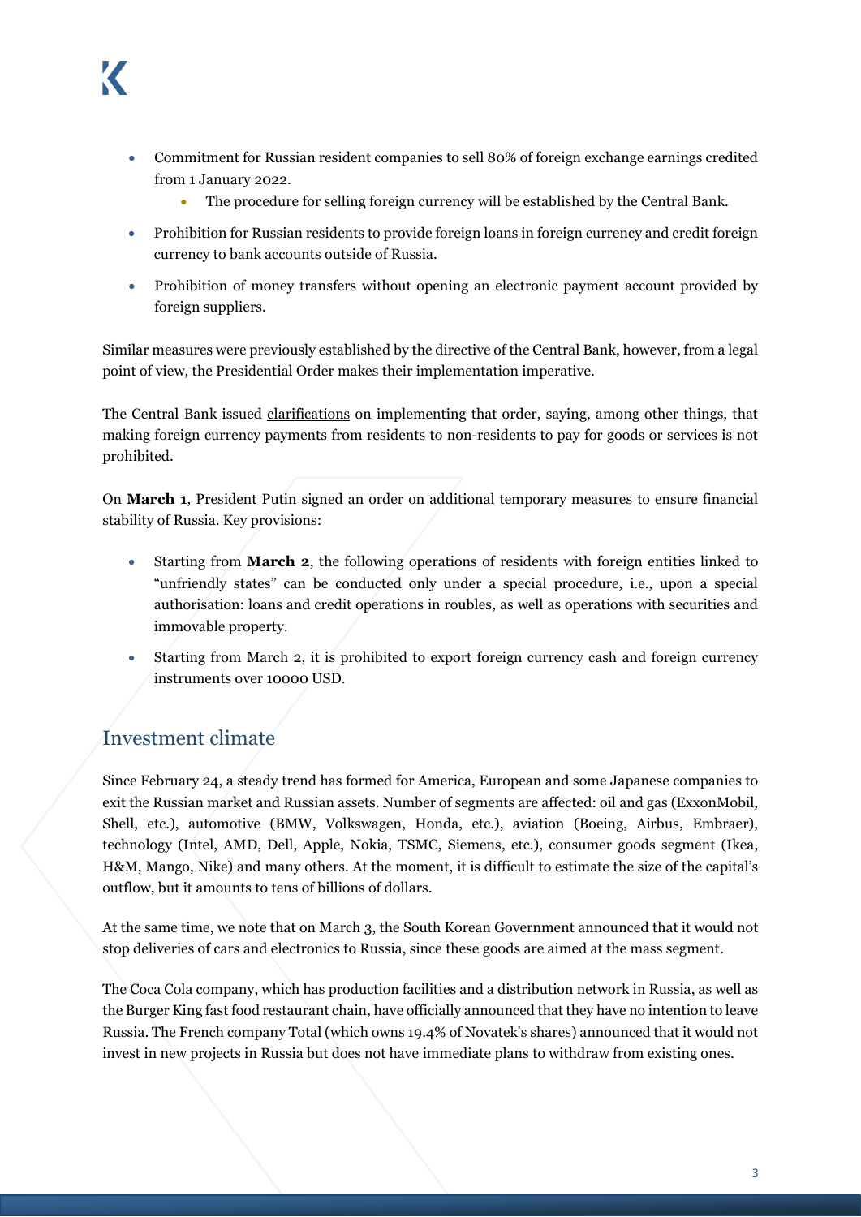- Commitment for Russian resident companies to sell 80% of foreign exchange earnings credited from 1 January 2022.
    - The procedure for selling foreign currency will be established by the Central Bank.
- Prohibition for Russian residents to provide foreign loans in foreign currency and credit foreign currency to bank accounts outside of Russia.
- Prohibition of money transfers without opening an electronic payment account provided by foreign suppliers.

Similar measures were previously established by the directive of the Central Bank, however, from a legal point of view, the Presidential Order makes their implementation imperative.

The Central Bank issued clarifications on implementing that order, saying, among other things, that making foreign currency payments from residents to non-residents to pay for goods or services is not prohibited.

On **March 1**, President Putin signed an order on additional temporary measures to ensure financial stability of Russia. Key provisions:

- Starting from **March 2**, the following operations of residents with foreign entities linked to "unfriendly states" can be conducted only under a special procedure, i.e., upon a special authorisation: loans and credit operations in roubles, as well as operations with securities and immovable property.
- Starting from March 2, it is prohibited to export foreign currency cash and foreign currency instruments over 10000 USD.

## Investment climate

Since February 24, a steady trend has formed for America, European and some Japanese companies to exit the Russian market and Russian assets. Number of segments are affected: oil and gas (ExxonMobil, Shell, etc.), automotive (BMW, Volkswagen, Honda, etc.), aviation (Boeing, Airbus, Embraer), technology (Intel, AMD, Dell, Apple, Nokia, TSMC, Siemens, etc.), consumer goods segment (Ikea, H&M, Mango, Nike) and many others. At the moment, it is difficult to estimate the size of the capital's outflow, but it amounts to tens of billions of dollars.

At the same time, we note that on March 3, the South Korean Government announced that it would not stop deliveries of cars and electronics to Russia, since these goods are aimed at the mass segment.

The Coca Cola company, which has production facilities and a distribution network in Russia, as well as the Burger King fast food restaurant chain, have officially announced that they have no intention to leave Russia. The French company Total (which owns 19.4% of Novatek's shares) announced that it would not invest in new projects in Russia but does not have immediate plans to withdraw from existing ones.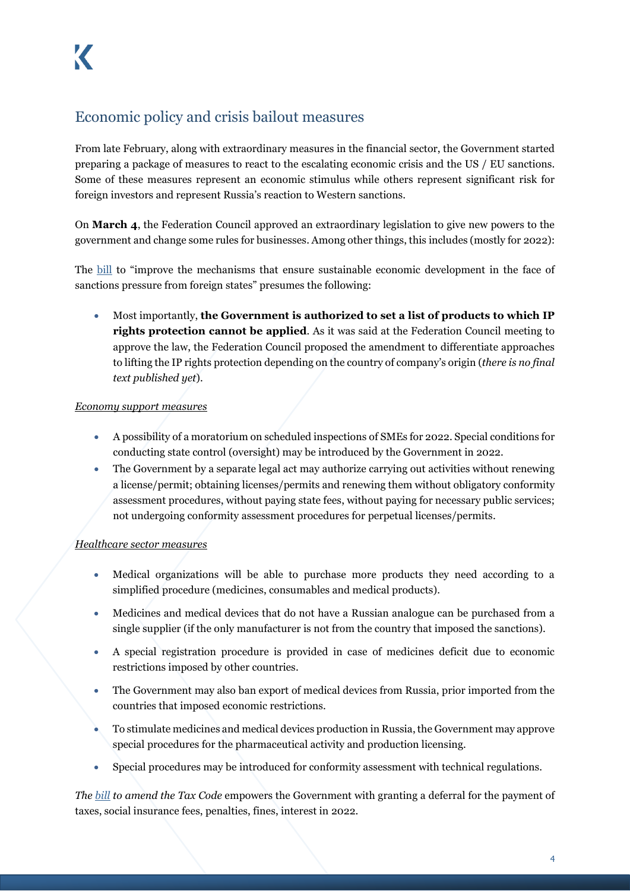## Economic policy and crisis bailout measures

From late February, along with extraordinary measures in the financial sector, the Government started preparing a package of measures to react to the escalating economic crisis and the US / EU sanctions. Some of these measures represent an economic stimulus while others represent significant risk for foreign investors and represent Russia's reaction to Western sanctions.

On **March 4**, the Federation Council approved an extraordinary legislation to give new powers to the government and change some rules for businesses. Among other things, this includes (mostly for 2022):

The bill to "improve the mechanisms that ensure sustainable economic development in the face of sanctions pressure from foreign states" presumes the following:

- Most importantly, **the Government is authorized to set a list of products to which IP rights protection cannot be applied**. As it was said at the Federation Council meeting to approve the law, the Federation Council proposed the amendment to differentiate approaches to lifting the IP rights protection depending on the country of company's origin (*there is no final text published yet*).

<u>*Economy support measures*</u>

- A possibility of a moratorium on scheduled inspections of SMEs for 2022. Special conditions for conducting state control (oversight) may be introduced by the Government in 2022.
- The Government by a separate legal act may authorize carrying out activities without renewing a license/permit; obtaining licenses/permits and renewing them without obligatory conformity assessment procedures, without paying state fees, without paying for necessary public services; not undergoing conformity assessment procedures for perpetual licenses/permits.

<u>*Healthcare sector measures*</u>

- Medical organizations will be able to purchase more products they need according to a simplified procedure (medicines, consumables and medical products).
- Medicines and medical devices that do not have a Russian analogue can be purchased from a single supplier (if the only manufacturer is not from the country that imposed the sanctions).
- A special registration procedure is provided in case of medicines deficit due to economic restrictions imposed by other countries.
- The Government may also ban export of medical devices from Russia, prior imported from the countries that imposed economic restrictions.
- To stimulate medicines and medical devices production in Russia, the Government may approve special procedures for the pharmaceutical activity and production licensing.
- Special procedures may be introduced for conformity assessment with technical regulations.

*The bill to amend the Tax Code* empowers the Government with granting a deferral for the payment of taxes, social insurance fees, penalties, fines, interest in 2022.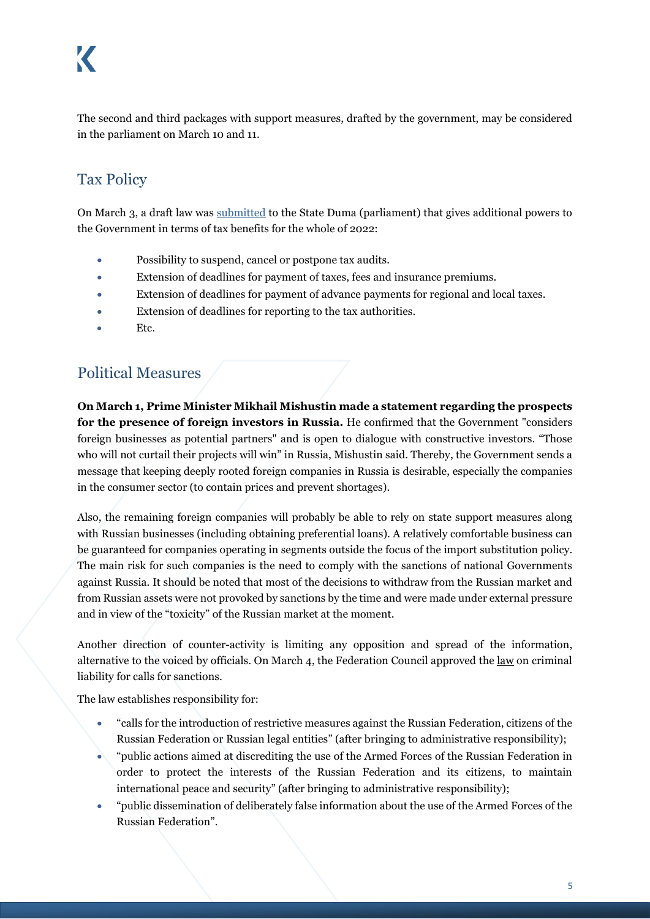The second and third packages with support measures, drafted by the government, may be considered in the parliament on March 10 and 11.

## Tax Policy

On March 3, a draft law was submitted to the State Duma (parliament) that gives additional powers to the Government in terms of tax benefits for the whole of 2022:

- Possibility to suspend, cancel or postpone tax audits.
- Extension of deadlines for payment of taxes, fees and insurance premiums.
- Extension of deadlines for payment of advance payments for regional and local taxes.
- Extension of deadlines for reporting to the tax authorities.
- Etc.

## Political Measures

**On March 1, Prime Minister Mikhail Mishustin made a statement regarding the prospects for the presence of foreign investors in Russia.** He confirmed that the Government "considers foreign businesses as potential partners" and is open to dialogue with constructive investors. "Those who will not curtail their projects will win" in Russia, Mishustin said. Thereby, the Government sends a message that keeping deeply rooted foreign companies in Russia is desirable, especially the companies in the consumer sector (to contain prices and prevent shortages).

Also, the remaining foreign companies will probably be able to rely on state support measures along with Russian businesses (including obtaining preferential loans). A relatively comfortable business can be guaranteed for companies operating in segments outside the focus of the import substitution policy. The main risk for such companies is the need to comply with the sanctions of national Governments against Russia. It should be noted that most of the decisions to withdraw from the Russian market and from Russian assets were not provoked by sanctions by the time and were made under external pressure and in view of the "toxicity" of the Russian market at the moment.

Another direction of counter-activity is limiting any opposition and spread of the information, alternative to the voiced by officials. On March 4, the Federation Council approved the law on criminal liability for calls for sanctions.

The law establishes responsibility for:

- "calls for the introduction of restrictive measures against the Russian Federation, citizens of the Russian Federation or Russian legal entities" (after bringing to administrative responsibility);
- "public actions aimed at discrediting the use of the Armed Forces of the Russian Federation in order to protect the interests of the Russian Federation and its citizens, to maintain international peace and security" (after bringing to administrative responsibility);
- "public dissemination of deliberately false information about the use of the Armed Forces of the Russian Federation".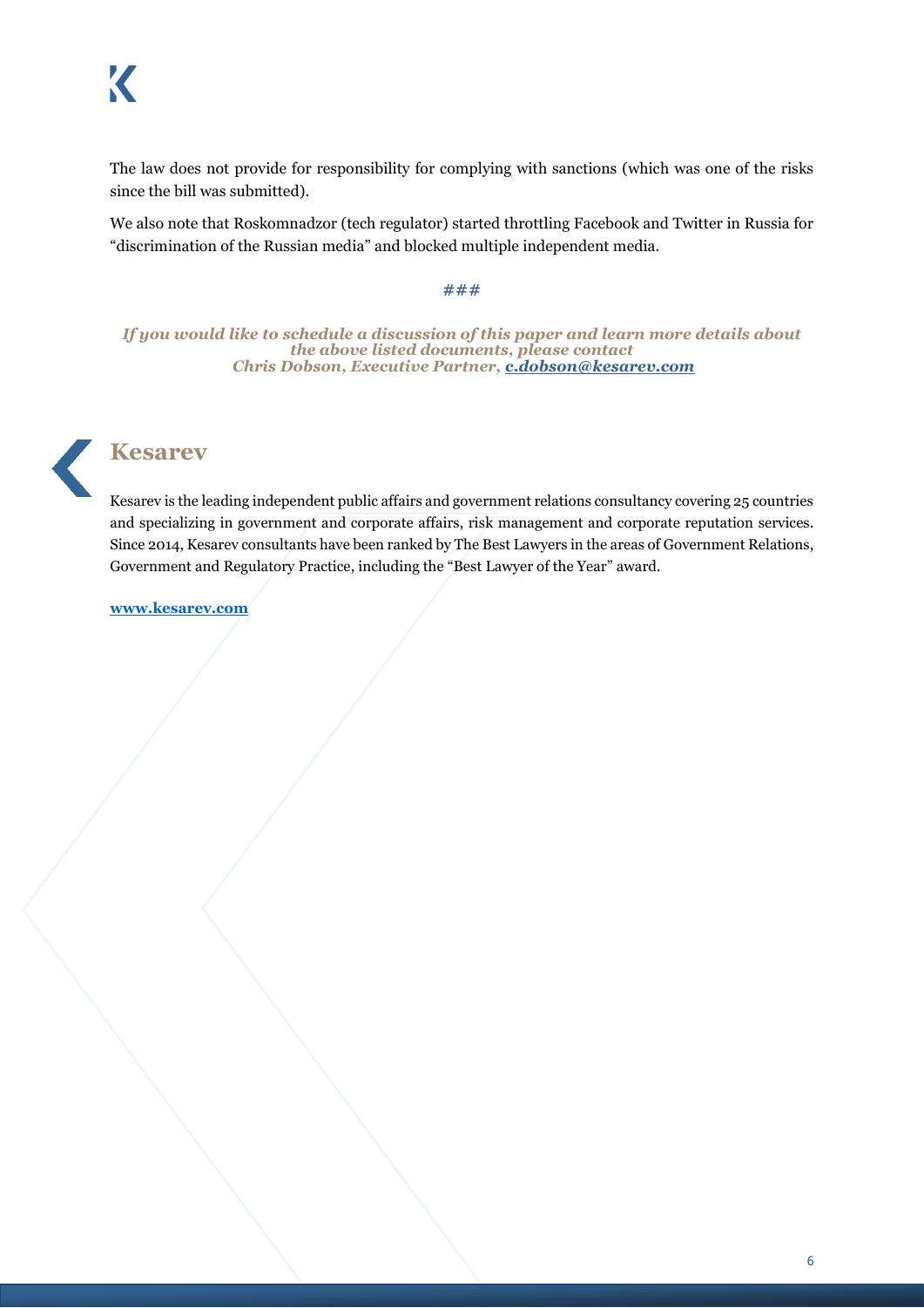The law does not provide for responsibility for complying with sanctions (which was one of the risks since the bill was submitted).

We also note that Roskomnadzor (tech regulator) started throttling Facebook and Twitter in Russia for "discrimination of the Russian media" and blocked multiple independent media.

###

***If you would like to schedule a discussion of this paper and learn more details about the above listed documents, please contact Chris Dobson, Executive Partner, c.dobson@kesarev.com***

## Kesarev

Kesarev is the leading independent public affairs and government relations consultancy covering 25 countries and specializing in government and corporate affairs, risk management and corporate reputation services. Since 2014, Kesarev consultants have been ranked by The Best Lawyers in the areas of Government Relations, Government and Regulatory Practice, including the "Best Lawyer of the Year" award.

**www.kesarev.com**